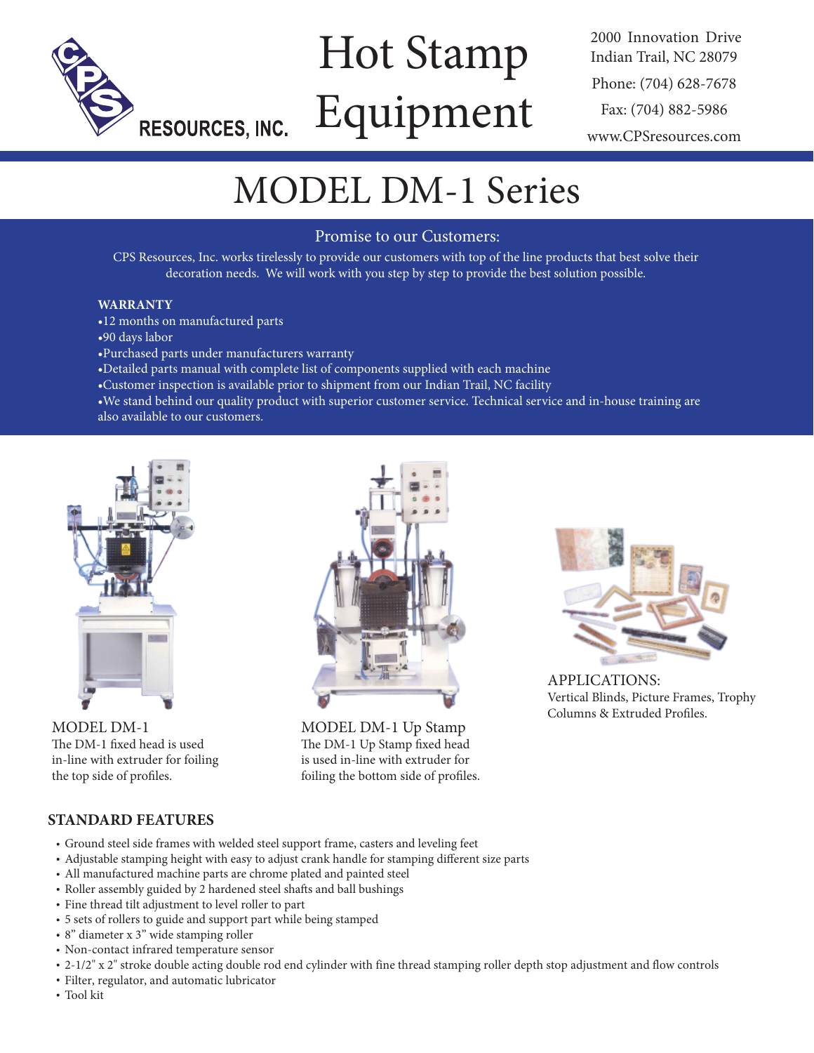CPS RESOURCES, INC.

# Hot Stamp Equipment

2000 Innovation Drive
Indian Trail, NC 28079

Phone: (704) 628-7678

Fax: (704) 882-5986

www.CPSresources.com

# MODEL DM-1 Series

## Promise to our Customers:

CPS Resources, Inc. works tirelessly to provide our customers with top of the line products that best solve their decoration needs. We will work with you step by step to provide the best solution possible.

**WARRANTY**

- 12 months on manufactured parts
- 90 days labor
- Purchased parts under manufacturers warranty
- Detailed parts manual with complete list of components supplied with each machine
- Customer inspection is available prior to shipment from our Indian Trail, NC facility
- We stand behind our quality product with superior customer service. Technical service and in-house training are also available to our customers.

MODEL DM-1
The DM-1 fixed head is used in-line with extruder for foiling the top side of profiles.

MODEL DM-1 Up Stamp
The DM-1 Up Stamp fixed head is used in-line with extruder for foiling the bottom side of profiles.

APPLICATIONS:
Vertical Blinds, Picture Frames, Trophy Columns & Extruded Profiles.

## STANDARD FEATURES

- Ground steel side frames with welded steel support frame, casters and leveling feet
- Adjustable stamping height with easy to adjust crank handle for stamping different size parts
- All manufactured machine parts are chrome plated and painted steel
- Roller assembly guided by 2 hardened steel shafts and ball bushings
- Fine thread tilt adjustment to level roller to part
- 5 sets of rollers to guide and support part while being stamped
- 8" diameter x 3" wide stamping roller
- Non-contact infrared temperature sensor
- 2-1/2" x 2" stroke double acting double rod end cylinder with fine thread stamping roller depth stop adjustment and flow controls
- Filter, regulator, and automatic lubricator
- Tool kit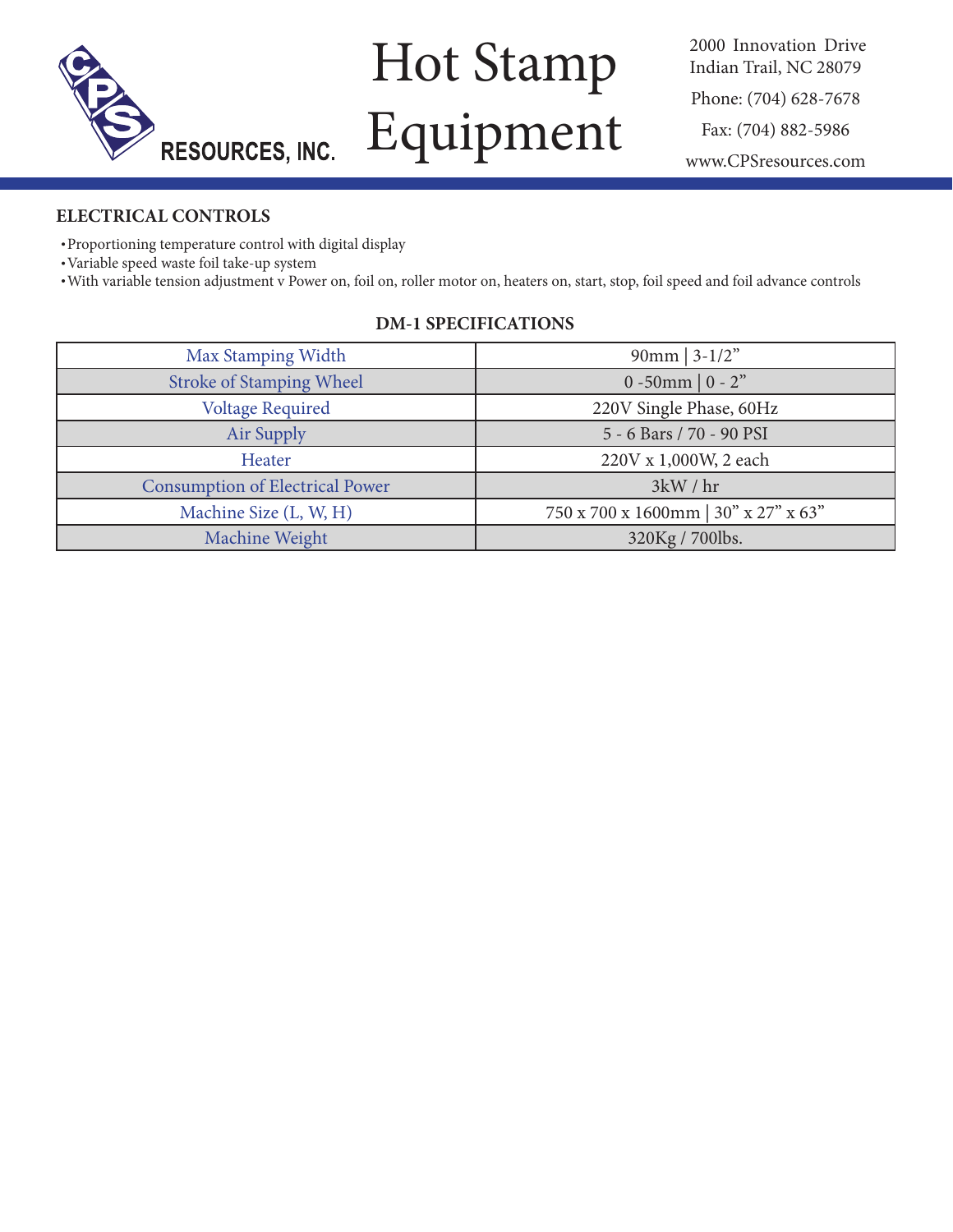# Hot Stamp Equipment

**CPS RESOURCES, INC.**

2000 Innovation Drive
Indian Trail, NC 28079

Phone: (704) 628-7678

Fax: (704) 882-5986

www.CPSresources.com

## ELECTRICAL CONTROLS

- Proportioning temperature control with digital display
- Variable speed waste foil take-up system
- With variable tension adjustment v Power on, foil on, roller motor on, heaters on, start, stop, foil speed and foil advance controls

### DM-1 SPECIFICATIONS

| | |
|---|---|
| Max Stamping Width | 90mm \| 3-1/2” |
| Stroke of Stamping Wheel | 0 -50mm \| 0 - 2” |
| Voltage Required | 220V Single Phase, 60Hz |
| Air Supply | 5 - 6 Bars / 70 - 90 PSI |
| Heater | 220V x 1,000W, 2 each |
| Consumption of Electrical Power | 3kW / hr |
| Machine Size (L, W, H) | 750 x 700 x 1600mm \| 30” x 27” x 63” |
| Machine Weight | 320Kg / 700lbs. |